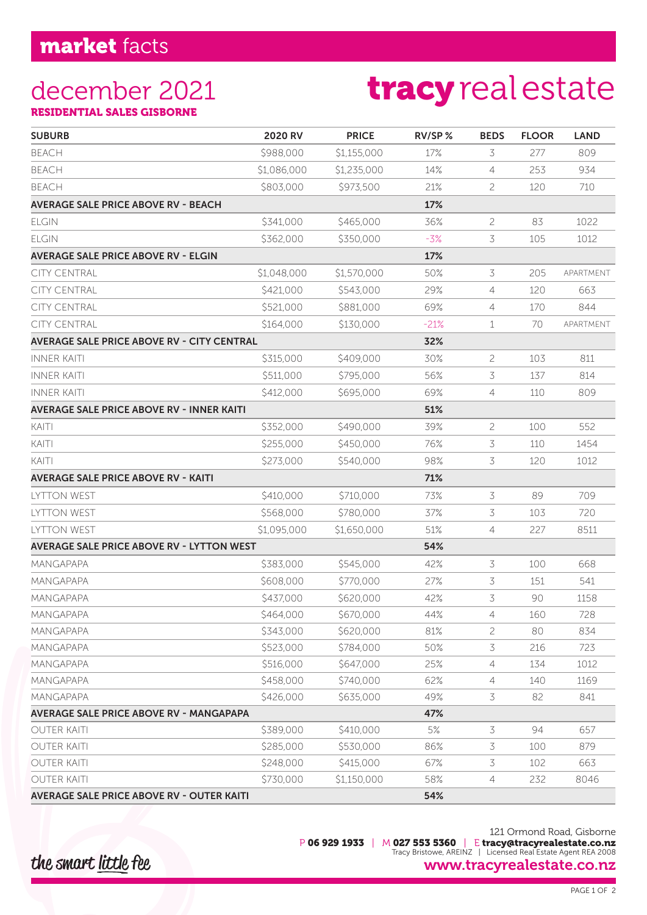## market facts

# december 2021

**RESIDENTIAL SALES GISBORNE**

# tracy real estate

| SUBURB | 2020 RV | PRICE | RV/SP % | BEDS | FLOOR | LAND |
|---|---|---|---|---|---|---|
| BEACH | $988,000 | $1,155,000 | 17% | 3 | 277 | 809 |
| BEACH | $1,086,000 | $1,235,000 | 14% | 4 | 253 | 934 |
| BEACH | $803,000 | $973,500 | 21% | 2 | 120 | 710 |
| **AVERAGE SALE PRICE ABOVE RV - BEACH** | | | **17%** | | | |
| ELGIN | $341,000 | $465,000 | 36% | 2 | 83 | 1022 |
| ELGIN | $362,000 | $350,000 | -3% | 3 | 105 | 1012 |
| **AVERAGE SALE PRICE ABOVE RV - ELGIN** | | | **17%** | | | |
| CITY CENTRAL | $1,048,000 | $1,570,000 | 50% | 3 | 205 | APARTMENT |
| CITY CENTRAL | $421,000 | $543,000 | 29% | 4 | 120 | 663 |
| CITY CENTRAL | $521,000 | $881,000 | 69% | 4 | 170 | 844 |
| CITY CENTRAL | $164,000 | $130,000 | -21% | 1 | 70 | APARTMENT |
| **AVERAGE SALE PRICE ABOVE RV - CITY CENTRAL** | | | **32%** | | | |
| INNER KAITI | $315,000 | $409,000 | 30% | 2 | 103 | 811 |
| INNER KAITI | $511,000 | $795,000 | 56% | 3 | 137 | 814 |
| INNER KAITI | $412,000 | $695,000 | 69% | 4 | 110 | 809 |
| **AVERAGE SALE PRICE ABOVE RV - INNER KAITI** | | | **51%** | | | |
| KAITI | $352,000 | $490,000 | 39% | 2 | 100 | 552 |
| KAITI | $255,000 | $450,000 | 76% | 3 | 110 | 1454 |
| KAITI | $273,000 | $540,000 | 98% | 3 | 120 | 1012 |
| **AVERAGE SALE PRICE ABOVE RV - KAITI** | | | **71%** | | | |
| LYTTON WEST | $410,000 | $710,000 | 73% | 3 | 89 | 709 |
| LYTTON WEST | $568,000 | $780,000 | 37% | 3 | 103 | 720 |
| LYTTON WEST | $1,095,000 | $1,650,000 | 51% | 4 | 227 | 8511 |
| **AVERAGE SALE PRICE ABOVE RV - LYTTON WEST** | | | **54%** | | | |
| MANGAPAPA | $383,000 | $545,000 | 42% | 3 | 100 | 668 |
| MANGAPAPA | $608,000 | $770,000 | 27% | 3 | 151 | 541 |
| MANGAPAPA | $437,000 | $620,000 | 42% | 3 | 90 | 1158 |
| MANGAPAPA | $464,000 | $670,000 | 44% | 4 | 160 | 728 |
| MANGAPAPA | $343,000 | $620,000 | 81% | 2 | 80 | 834 |
| MANGAPAPA | $523,000 | $784,000 | 50% | 3 | 216 | 723 |
| MANGAPAPA | $516,000 | $647,000 | 25% | 4 | 134 | 1012 |
| MANGAPAPA | $458,000 | $740,000 | 62% | 4 | 140 | 1169 |
| MANGAPAPA | $426,000 | $635,000 | 49% | 3 | 82 | 841 |
| **AVERAGE SALE PRICE ABOVE RV - MANGAPAPA** | | | **47%** | | | |
| OUTER KAITI | $389,000 | $410,000 | 5% | 3 | 94 | 657 |
| OUTER KAITI | $285,000 | $530,000 | 86% | 3 | 100 | 879 |
| OUTER KAITI | $248,000 | $415,000 | 67% | 3 | 102 | 663 |
| OUTER KAITI | $730,000 | $1,150,000 | 58% | 4 | 232 | 8046 |
| **AVERAGE SALE PRICE ABOVE RV - OUTER KAITI** | | | **54%** | | | |

the smart little fee

121 Ormond Road, Gisborne
P **06 929 1933** | M **027 553 5360** | E **tracy@tracyrealestate.co.nz**
Tracy Bristowe, AREINZ | Licensed Real Estate Agent REA 2008
**www.tracyrealestate.co.nz**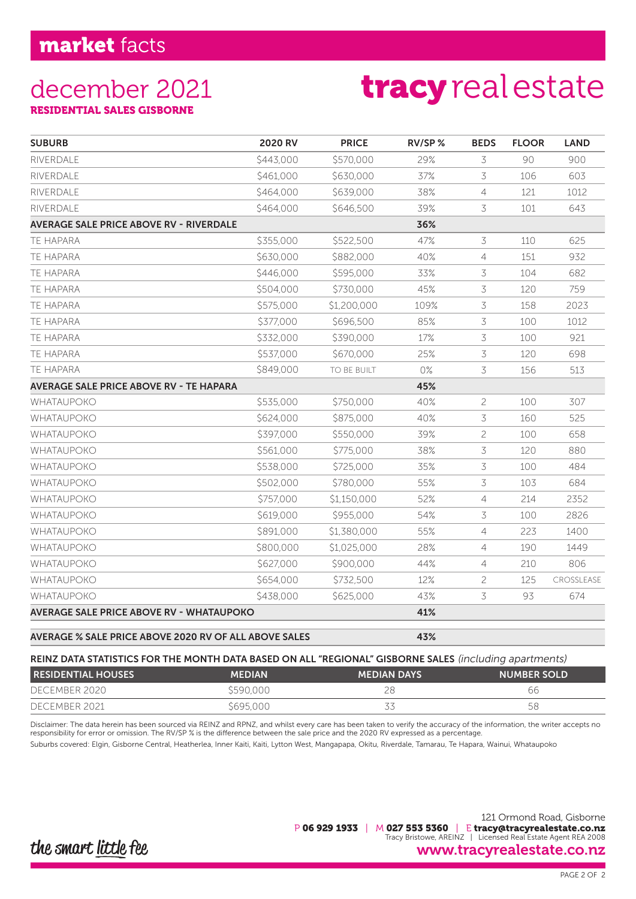# market facts

## december 2021

**RESIDENTIAL SALES GISBORNE**

# tracy real estate

| SUBURB | 2020 RV | PRICE | RV/SP % | BEDS | FLOOR | LAND |
|---|---|---|---|---|---|---|
| RIVERDALE | $443,000 | $570,000 | 29% | 3 | 90 | 900 |
| RIVERDALE | $461,000 | $630,000 | 37% | 3 | 106 | 603 |
| RIVERDALE | $464,000 | $639,000 | 38% | 4 | 121 | 1012 |
| RIVERDALE | $464,000 | $646,500 | 39% | 3 | 101 | 643 |
| **AVERAGE SALE PRICE ABOVE RV - RIVERDALE** | | | **36%** | | | |
| TE HAPARA | $355,000 | $522,500 | 47% | 3 | 110 | 625 |
| TE HAPARA | $630,000 | $882,000 | 40% | 4 | 151 | 932 |
| TE HAPARA | $446,000 | $595,000 | 33% | 3 | 104 | 682 |
| TE HAPARA | $504,000 | $730,000 | 45% | 3 | 120 | 759 |
| TE HAPARA | $575,000 | $1,200,000 | 109% | 3 | 158 | 2023 |
| TE HAPARA | $377,000 | $696,500 | 85% | 3 | 100 | 1012 |
| TE HAPARA | $332,000 | $390,000 | 17% | 3 | 100 | 921 |
| TE HAPARA | $537,000 | $670,000 | 25% | 3 | 120 | 698 |
| TE HAPARA | $849,000 | TO BE BUILT | 0% | 3 | 156 | 513 |
| **AVERAGE SALE PRICE ABOVE RV - TE HAPARA** | | | **45%** | | | |
| WHATAUPOKO | $535,000 | $750,000 | 40% | 2 | 100 | 307 |
| WHATAUPOKO | $624,000 | $875,000 | 40% | 3 | 160 | 525 |
| WHATAUPOKO | $397,000 | $550,000 | 39% | 2 | 100 | 658 |
| WHATAUPOKO | $561,000 | $775,000 | 38% | 3 | 120 | 880 |
| WHATAUPOKO | $538,000 | $725,000 | 35% | 3 | 100 | 484 |
| WHATAUPOKO | $502,000 | $780,000 | 55% | 3 | 103 | 684 |
| WHATAUPOKO | $757,000 | $1,150,000 | 52% | 4 | 214 | 2352 |
| WHATAUPOKO | $619,000 | $955,000 | 54% | 3 | 100 | 2826 |
| WHATAUPOKO | $891,000 | $1,380,000 | 55% | 4 | 223 | 1400 |
| WHATAUPOKO | $800,000 | $1,025,000 | 28% | 4 | 190 | 1449 |
| WHATAUPOKO | $627,000 | $900,000 | 44% | 4 | 210 | 806 |
| WHATAUPOKO | $654,000 | $732,500 | 12% | 2 | 125 | CROSSLEASE |
| WHATAUPOKO | $438,000 | $625,000 | 43% | 3 | 93 | 674 |
| **AVERAGE SALE PRICE ABOVE RV - WHATAUPOKO** | | | **41%** | | | |
| **AVERAGE % SALE PRICE ABOVE 2020 RV OF ALL ABOVE SALES** | | | **43%** | | | |

**REINZ DATA STATISTICS FOR THE MONTH DATA BASED ON ALL "REGIONAL" GISBORNE SALES** *(including apartments)*

| RESIDENTIAL HOUSES | MEDIAN | MEDIAN DAYS | NUMBER SOLD |
|---|---|---|---|
| DECEMBER 2020 | $590,000 | 28 | 66 |
| DECEMBER 2021 | $695,000 | 33 | 58 |

Disclaimer: The data herein has been sourced via REINZ and RPNZ, and whilst every care has been taken to verify the accuracy of the information, the writer accepts no responsibility for error or omission. The RV/SP % is the difference between the sale price and the 2020 RV expressed as a percentage.

Suburbs covered: Elgin, Gisborne Central, Heatherlea, Inner Kaiti, Kaiti, Lytton West, Mangapapa, Okitu, Riverdale, Tamarau, Te Hapara, Wainui, Whataupoko

the smart little fee

121 Ormond Road, Gisborne

P **06 929 1933** | M **027 553 5360** | E **tracy@tracyrealestate.co.nz**

Tracy Bristowe, AREINZ | Licensed Real Estate Agent REA 2008

**www.tracyrealestate.co.nz**